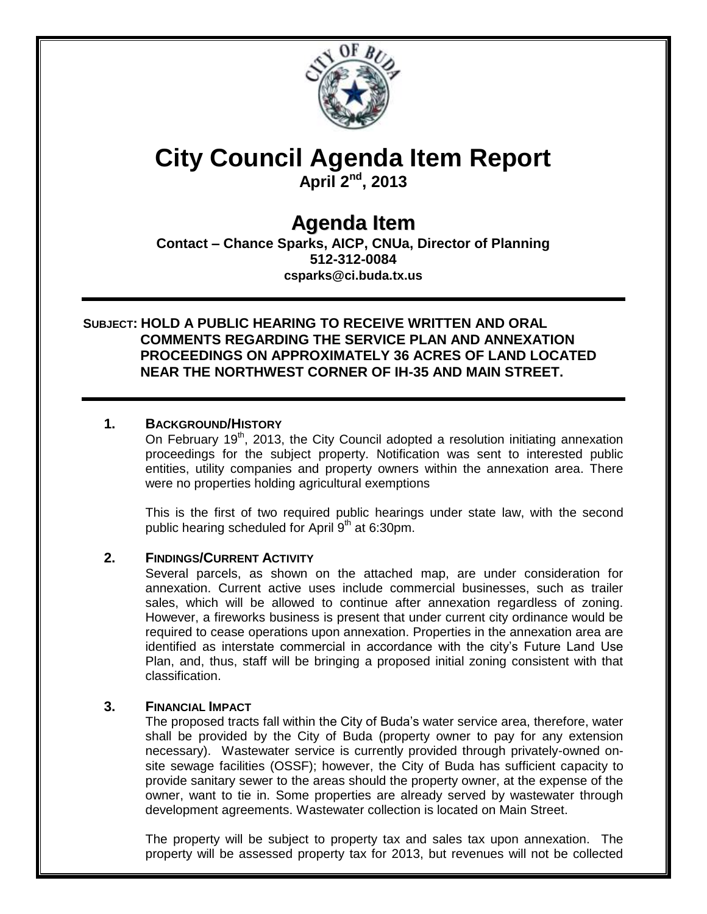# City Council Agenda Item Report

**April 2nd, 2013**

## Agenda Item

**Contact – Chance Sparks, AICP, CNUa, Director of Planning**
**512-312-0084**
**csparks@ci.buda.tx.us**

---

**SUBJECT: HOLD A PUBLIC HEARING TO RECEIVE WRITTEN AND ORAL COMMENTS REGARDING THE SERVICE PLAN AND ANNEXATION PROCEEDINGS ON APPROXIMATELY 36 ACRES OF LAND LOCATED NEAR THE NORTHWEST CORNER OF IH-35 AND MAIN STREET.**

---

**1. BACKGROUND/HISTORY**

On February 19th, 2013, the City Council adopted a resolution initiating annexation proceedings for the subject property. Notification was sent to interested public entities, utility companies and property owners within the annexation area. There were no properties holding agricultural exemptions

This is the first of two required public hearings under state law, with the second public hearing scheduled for April 9th at 6:30pm.

**2. FINDINGS/CURRENT ACTIVITY**

Several parcels, as shown on the attached map, are under consideration for annexation. Current active uses include commercial businesses, such as trailer sales, which will be allowed to continue after annexation regardless of zoning. However, a fireworks business is present that under current city ordinance would be required to cease operations upon annexation. Properties in the annexation area are identified as interstate commercial in accordance with the city's Future Land Use Plan, and, thus, staff will be bringing a proposed initial zoning consistent with that classification.

**3. FINANCIAL IMPACT**

The proposed tracts fall within the City of Buda's water service area, therefore, water shall be provided by the City of Buda (property owner to pay for any extension necessary). Wastewater service is currently provided through privately-owned on-site sewage facilities (OSSF); however, the City of Buda has sufficient capacity to provide sanitary sewer to the areas should the property owner, at the expense of the owner, want to tie in. Some properties are already served by wastewater through development agreements. Wastewater collection is located on Main Street.

The property will be subject to property tax and sales tax upon annexation. The property will be assessed property tax for 2013, but revenues will not be collected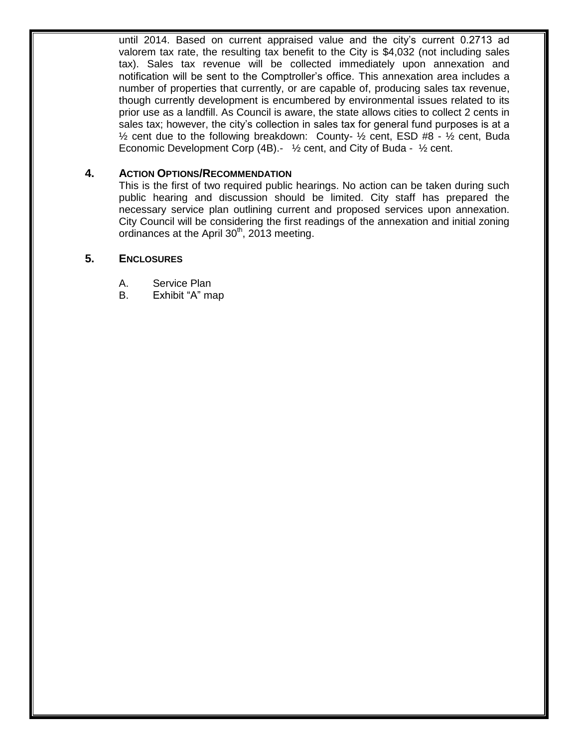until 2014. Based on current appraised value and the city's current 0.2713 ad valorem tax rate, the resulting tax benefit to the City is $4,032 (not including sales tax). Sales tax revenue will be collected immediately upon annexation and notification will be sent to the Comptroller's office. This annexation area includes a number of properties that currently, or are capable of, producing sales tax revenue, though currently development is encumbered by environmental issues related to its prior use as a landfill. As Council is aware, the state allows cities to collect 2 cents in sales tax; however, the city's collection in sales tax for general fund purposes is at a ½ cent due to the following breakdown: County- ½ cent, ESD #8 - ½ cent, Buda Economic Development Corp (4B).- ½ cent, and City of Buda - ½ cent.

## 4. Action Options/Recommendation

This is the first of two required public hearings. No action can be taken during such public hearing and discussion should be limited. City staff has prepared the necessary service plan outlining current and proposed services upon annexation. City Council will be considering the first readings of the annexation and initial zoning ordinances at the April 30th, 2013 meeting.

## 5. Enclosures

A. Service Plan
B. Exhibit "A" map